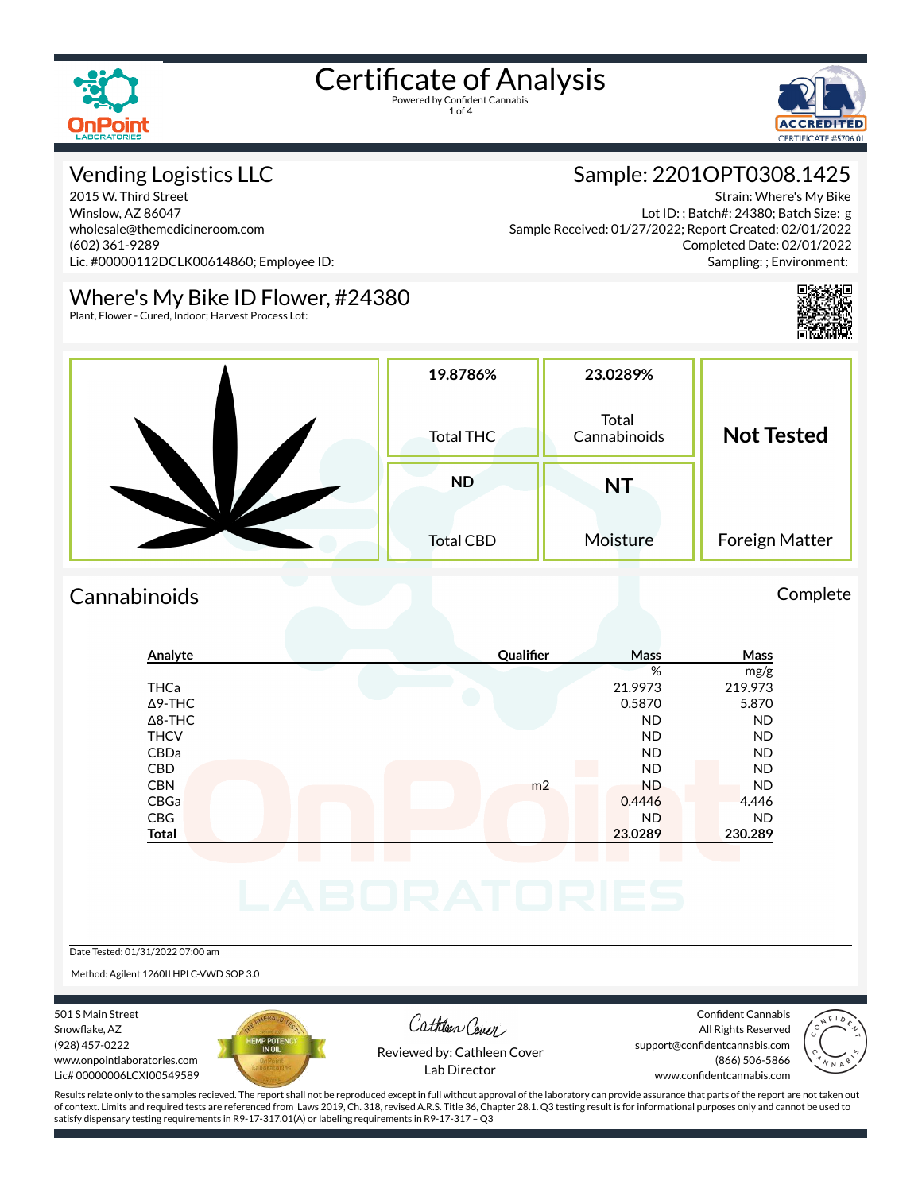# Certificate of Analysis

Powered by Confident Cannabis

## Vending Logistics LLC

2015 W. Third Street
Winslow, AZ 86047
wholesale@themedicineroom.com
(602) 361-9289
Lic. #00000112DCLK00614860; Employee ID:

## Sample: 2201OPT0308.1425

Strain: Where's My Bike
Lot ID: ; Batch#: 24380; Batch Size: g
Sample Received: 01/27/2022; Report Created: 02/01/2022
Completed Date: 02/01/2022
Sampling: ; Environment:

## Where's My Bike ID Flower, #24380

Plant, Flower - Cured, Indoor; Harvest Process Lot:

| | | |
|---|---|---|
| **19.8786%** Total THC | **23.0289%** Total Cannabinoids | **Not Tested** Foreign Matter |
| **ND** Total CBD | **NT** Moisture | |

## Cannabinoids

Complete

| Analyte | Qualifier | Mass % | Mass mg/g |
|---|---|---|---|
| THCa | | 21.9973 | 219.973 |
| Δ9-THC | | 0.5870 | 5.870 |
| Δ8-THC | | ND | ND |
| THCV | | ND | ND |
| CBDa | | ND | ND |
| CBD | | ND | ND |
| CBN | m2 | ND | ND |
| CBGa | | 0.4446 | 4.446 |
| CBG | | ND | ND |
| **Total** | | **23.0289** | **230.289** |

Date Tested: 01/31/2022 07:00 am

Method: Agilent 1260II HPLC-VWD SOP 3.0

501 S Main Street
Snowflake, AZ
(928) 457-0222
www.onpointlaboratories.com
Lic# 00000006LCXI00549589

Reviewed by: Cathleen Cover
Lab Director

Confident Cannabis
All Rights Reserved
support@confidentcannabis.com
(866) 506-5866
www.confidentcannabis.com

Results relate only to the samples recieved. The report shall not be reproduced except in full without approval of the laboratory can provide assurance that parts of the report are not taken out of context. Limits and required tests are referenced from Laws 2019, Ch. 318, revised A.R.S. Title 36, Chapter 28.1. Q3 testing result is for informational purposes only and cannot be used to satisfy dispensary testing requirements in R9-17-317.01(A) or labeling requirements in R9-17-317 – Q3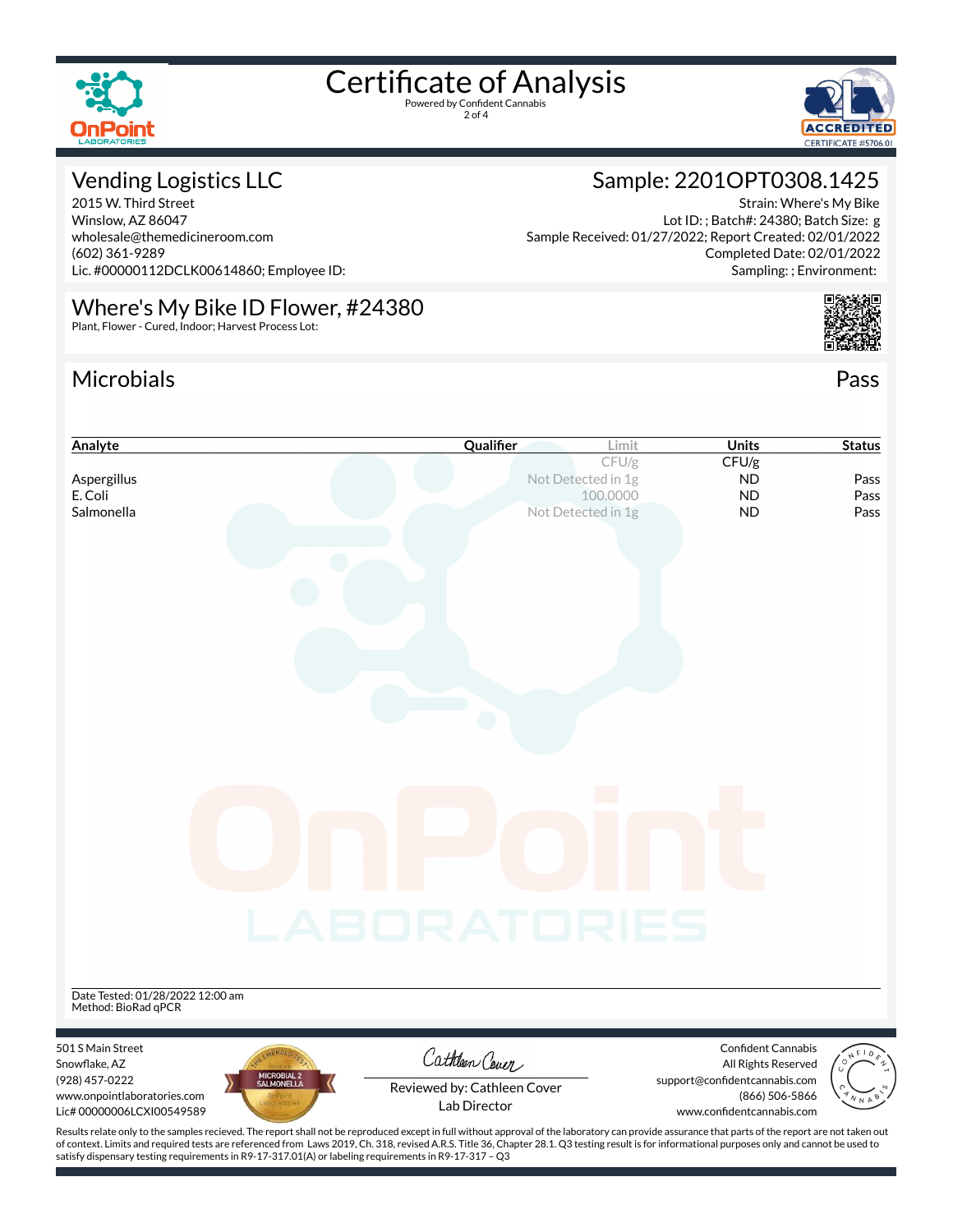# Certificate of Analysis

Powered by Confident Cannabis

## Vending Logistics LLC

2015 W. Third Street
Winslow, AZ 86047
wholesale@themedicineroom.com
(602) 361-9289
Lic. #00000112DCLK00614860; Employee ID:

## Sample: 2201OPT0308.1425

Strain: Where's My Bike
Lot ID: ; Batch#: 24380; Batch Size: g
Sample Received: 01/27/2022; Report Created: 02/01/2022
Completed Date: 02/01/2022
Sampling: ; Environment:

## Where's My Bike ID Flower, #24380

Plant, Flower - Cured, Indoor; Harvest Process Lot:

## Microbials

Pass

| Analyte | Qualifier | Limit | Units | Status |
|---|---|---|---|---|
| | | CFU/g | CFU/g | |
| Aspergillus | | Not Detected in 1g | ND | Pass |
| E. Coli | | 100.0000 | ND | Pass |
| Salmonella | | Not Detected in 1g | ND | Pass |

Date Tested: 01/28/2022 12:00 am
Method: BioRad qPCR

501 S Main Street
Snowflake, AZ
(928) 457-0222
www.onpointlaboratories.com
Lic# 00000006LCXI00549589

Reviewed by: Cathleen Cover
Lab Director

Confident Cannabis
All Rights Reserved
support@confidentcannabis.com
(866) 506-5866
www.confidentcannabis.com

Results relate only to the samples recieved. The report shall not be reproduced except in full without approval of the laboratory can provide assurance that parts of the report are not taken out of context. Limits and required tests are referenced from Laws 2019, Ch. 318, revised A.R.S. Title 36, Chapter 28.1. Q3 testing result is for informational purposes only and cannot be used to satisfy dispensary testing requirements in R9-17-317.01(A) or labeling requirements in R9-17-317 – Q3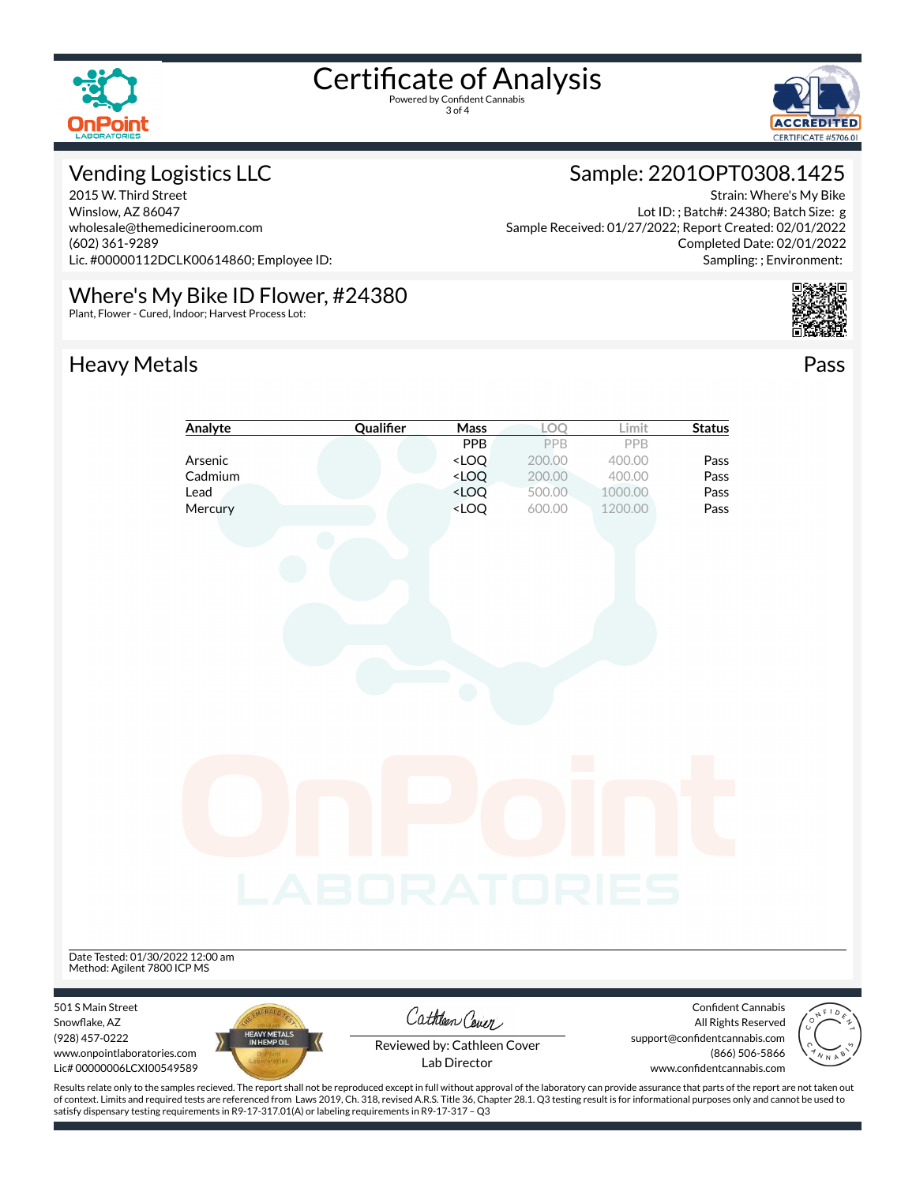# Certificate of Analysis

Powered by Confident Cannabis

## Vending Logistics LLC

2015 W. Third Street
Winslow, AZ 86047
wholesale@themedicineroom.com
(602) 361-9289
Lic. #00000112DCLK00614860; Employee ID:

## Sample: 2201OPT0308.1425

Strain: Where's My Bike
Lot ID: ; Batch#: 24380; Batch Size: g
Sample Received: 01/27/2022; Report Created: 02/01/2022
Completed Date: 02/01/2022
Sampling: ; Environment:

## Where's My Bike ID Flower, #24380

Plant, Flower - Cured, Indoor; Harvest Process Lot:

## Heavy Metals

Pass

| Analyte | Qualifier | Mass | LOQ | Limit | Status |
|---|---|---|---|---|---|
| | | PPB | PPB | PPB | |
| Arsenic | | <LOQ | 200.00 | 400.00 | Pass |
| Cadmium | | <LOQ | 200.00 | 400.00 | Pass |
| Lead | | <LOQ | 500.00 | 1000.00 | Pass |
| Mercury | | <LOQ | 600.00 | 1200.00 | Pass |

Date Tested: 01/30/2022 12:00 am
Method: Agilent 7800 ICP MS

501 S Main Street
Snowflake, AZ
(928) 457-0222
www.onpointlaboratories.com
Lic# 00000006LCXI00549589

Reviewed by: Cathleen Cover
Lab Director

Confident Cannabis
All Rights Reserved
support@confidentcannabis.com
(866) 506-5866
www.confidentcannabis.com

Results relate only to the samples recieved. The report shall not be reproduced except in full without approval of the laboratory can provide assurance that parts of the report are not taken out of context. Limits and required tests are referenced from Laws 2019, Ch. 318, revised A.R.S. Title 36, Chapter 28.1. Q3 testing result is for informational purposes only and cannot be used to satisfy dispensary testing requirements in R9-17-317.01(A) or labeling requirements in R9-17-317 – Q3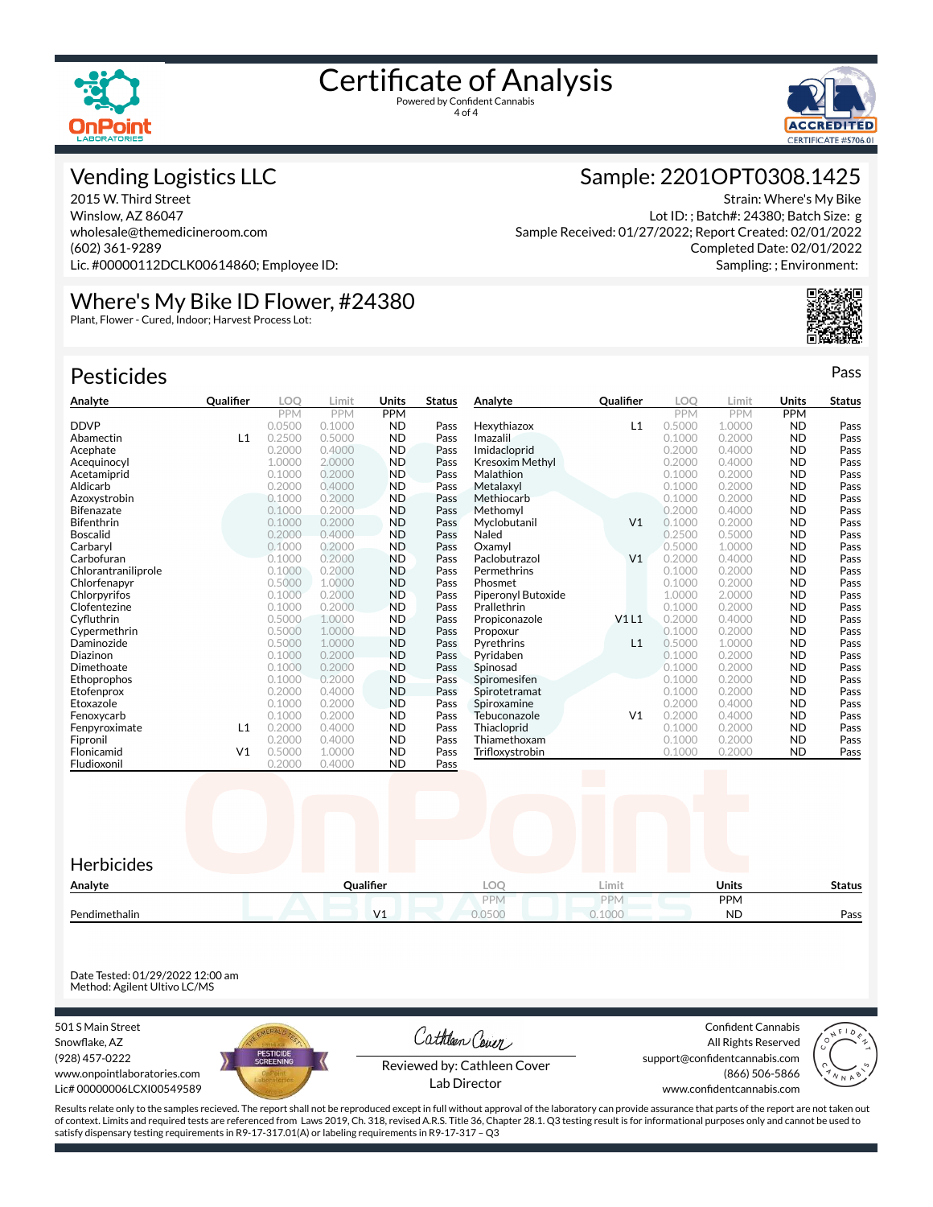# Certificate of Analysis

Powered by Confident Cannabis

## Vending Logistics LLC

2015 W. Third Street
Winslow, AZ 86047
wholesale@themedicineroom.com
(602) 361-9289
Lic. #00000112DCLK00614860; Employee ID:

## Sample: 2201OPT0308.1425

Strain: Where's My Bike
Lot ID: ; Batch#: 24380; Batch Size: g
Sample Received: 01/27/2022; Report Created: 02/01/2022
Completed Date: 02/01/2022
Sampling: ; Environment:

## Where's My Bike ID Flower, #24380

Plant, Flower - Cured, Indoor; Harvest Process Lot:

## Pesticides

Pass

| Analyte | Qualifier | LOQ | Limit | Units | Status |
|---|---|---|---|---|---|
| | | PPM | PPM | PPM | |
| DDVP | | 0.0500 | 0.1000 | ND | Pass |
| Abamectin | L1 | 0.2500 | 0.5000 | ND | Pass |
| Acephate | | 0.2000 | 0.4000 | ND | Pass |
| Acequinocyl | | 1.0000 | 2.0000 | ND | Pass |
| Acetamiprid | | 0.1000 | 0.2000 | ND | Pass |
| Aldicarb | | 0.2000 | 0.4000 | ND | Pass |
| Azoxystrobin | | 0.1000 | 0.2000 | ND | Pass |
| Bifenazate | | 0.1000 | 0.2000 | ND | Pass |
| Bifenthrin | | 0.1000 | 0.2000 | ND | Pass |
| Boscalid | | 0.2000 | 0.4000 | ND | Pass |
| Carbaryl | | 0.1000 | 0.2000 | ND | Pass |
| Carbofuran | | 0.1000 | 0.2000 | ND | Pass |
| Chlorantraniliprole | | 0.1000 | 0.2000 | ND | Pass |
| Chlorfenapyr | | 0.5000 | 1.0000 | ND | Pass |
| Chlorpyrifos | | 0.1000 | 0.2000 | ND | Pass |
| Clofentezine | | 0.1000 | 0.2000 | ND | Pass |
| Cyfluthrin | | 0.5000 | 1.0000 | ND | Pass |
| Cypermethrin | | 0.5000 | 1.0000 | ND | Pass |
| Daminozide | | 0.5000 | 1.0000 | ND | Pass |
| Diazinon | | 0.1000 | 0.2000 | ND | Pass |
| Dimethoate | | 0.1000 | 0.2000 | ND | Pass |
| Ethoprophos | | 0.1000 | 0.2000 | ND | Pass |
| Etofenprox | | 0.2000 | 0.4000 | ND | Pass |
| Etoxazole | | 0.1000 | 0.2000 | ND | Pass |
| Fenoxycarb | | 0.1000 | 0.2000 | ND | Pass |
| Fenpyroximate | L1 | 0.2000 | 0.4000 | ND | Pass |
| Fipronil | | 0.2000 | 0.4000 | ND | Pass |
| Flonicamid | V1 | 0.5000 | 1.0000 | ND | Pass |
| Fludioxonil | | 0.2000 | 0.4000 | ND | Pass |
| Hexythiazox | L1 | 0.5000 | 1.0000 | ND | Pass |
| Imazalil | | 0.1000 | 0.2000 | ND | Pass |
| Imidacloprid | | 0.2000 | 0.4000 | ND | Pass |
| Kresoxim Methyl | | 0.2000 | 0.4000 | ND | Pass |
| Malathion | | 0.1000 | 0.2000 | ND | Pass |
| Metalaxyl | | 0.1000 | 0.2000 | ND | Pass |
| Methiocarb | | 0.1000 | 0.2000 | ND | Pass |
| Methomyl | | 0.2000 | 0.4000 | ND | Pass |
| Myclobutanil | V1 | 0.1000 | 0.2000 | ND | Pass |
| Naled | | 0.2500 | 0.5000 | ND | Pass |
| Oxamyl | | 0.5000 | 1.0000 | ND | Pass |
| Paclobutrazol | V1 | 0.2000 | 0.4000 | ND | Pass |
| Permethrins | | 0.1000 | 0.2000 | ND | Pass |
| Phosmet | | 0.1000 | 0.2000 | ND | Pass |
| Piperonyl Butoxide | | 1.0000 | 2.0000 | ND | Pass |
| Prallethrin | | 0.1000 | 0.2000 | ND | Pass |
| Propiconazole | V1 L1 | 0.2000 | 0.4000 | ND | Pass |
| Propoxur | | 0.1000 | 0.2000 | ND | Pass |
| Pyrethrins | L1 | 0.5000 | 1.0000 | ND | Pass |
| Pyridaben | | 0.1000 | 0.2000 | ND | Pass |
| Spinosad | | 0.1000 | 0.2000 | ND | Pass |
| Spiromesifen | | 0.1000 | 0.2000 | ND | Pass |
| Spirotetramat | | 0.1000 | 0.2000 | ND | Pass |
| Spiroxamine | | 0.2000 | 0.4000 | ND | Pass |
| Tebuconazole | V1 | 0.2000 | 0.4000 | ND | Pass |
| Thiacloprid | | 0.1000 | 0.2000 | ND | Pass |
| Thiamethoxam | | 0.1000 | 0.2000 | ND | Pass |
| Trifloxystrobin | | 0.1000 | 0.2000 | ND | Pass |

## Herbicides

| Analyte | Qualifier | LOQ | Limit | Units | Status |
|---|---|---|---|---|---|
| | | PPM | PPM | PPM | |
| Pendimethalin | V1 | 0.0500 | 0.1000 | ND | Pass |

Date Tested: 01/29/2022 12:00 am
Method: Agilent Ultivo LC/MS

501 S Main Street
Snowflake, AZ
(928) 457-0222
www.onpointlaboratories.com
Lic# 00000006LCXI00549589

Reviewed by: Cathleen Cover
Lab Director

Confident Cannabis
All Rights Reserved
support@confidentcannabis.com
(866) 506-5866
www.confidentcannabis.com

Results relate only to the samples recieved. The report shall not be reproduced except in full without approval of the laboratory can provide assurance that parts of the report are not taken out of context. Limits and required tests are referenced from Laws 2019, Ch. 318, revised A.R.S. Title 36, Chapter 28.1. Q3 testing result is for informational purposes only and cannot be used to satisfy dispensary testing requirements in R9-17-317.01(A) or labeling requirements in R9-17-317 – Q3